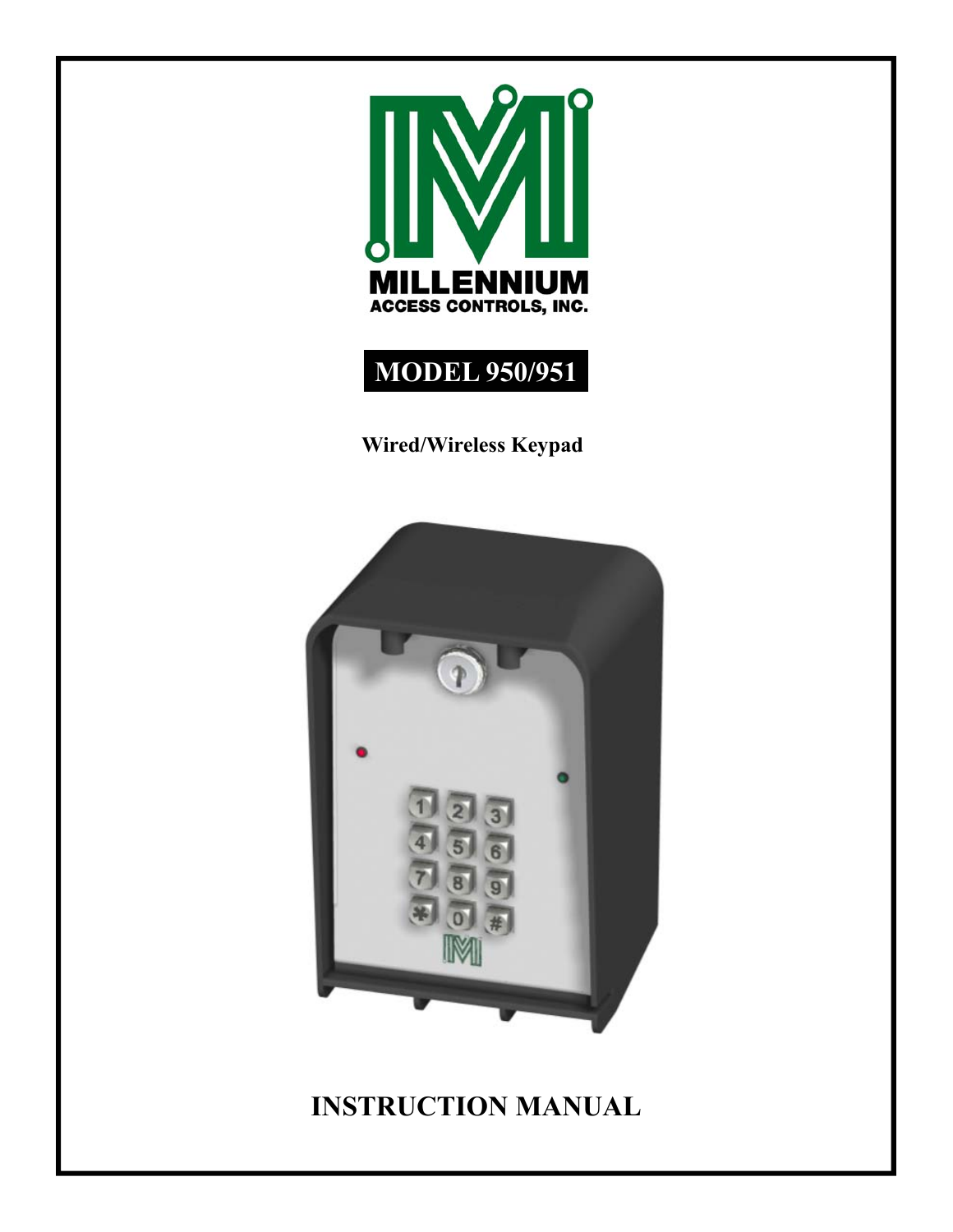MILLENNIUM
ACCESS CONTROLS, INC.

# MODEL 950/951

**Wired/Wireless Keypad**

# INSTRUCTION MANUAL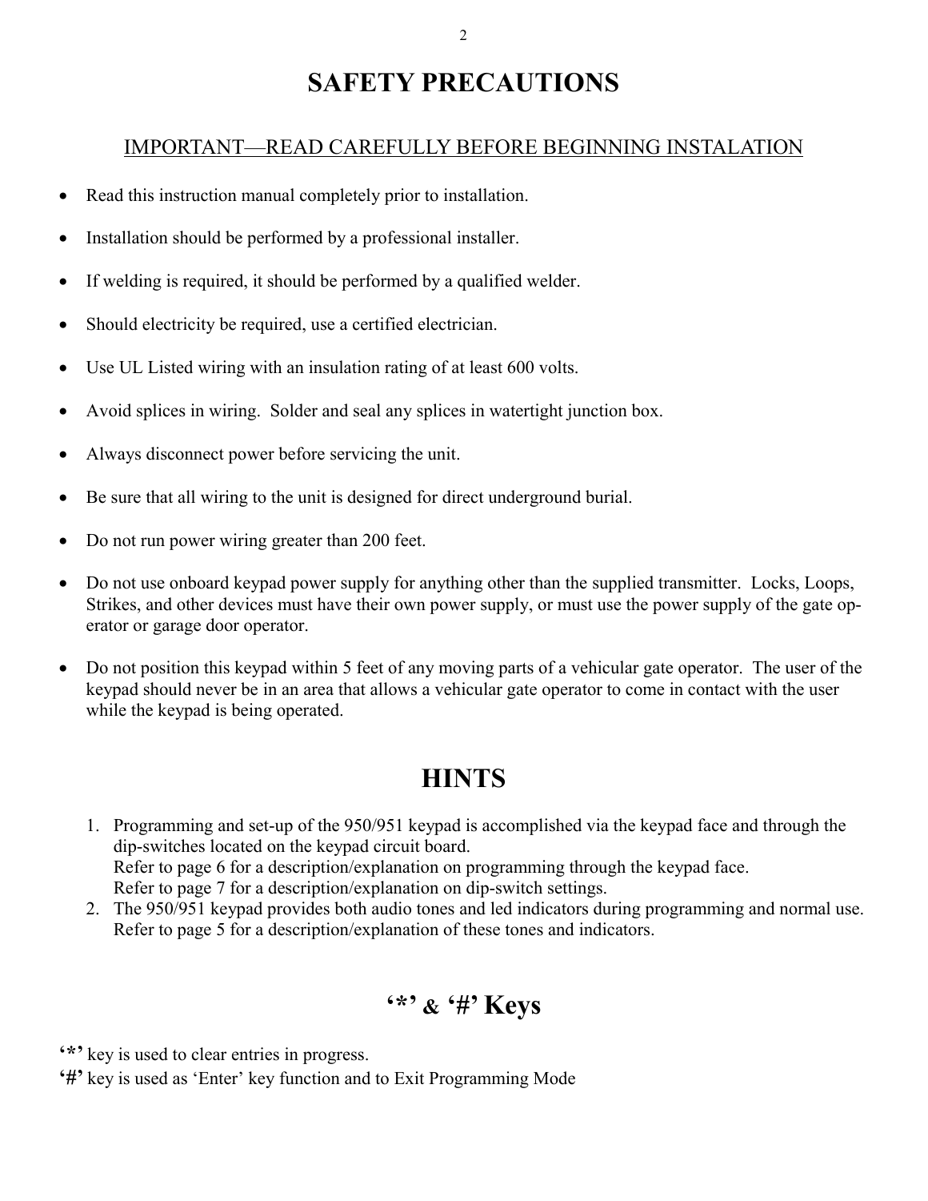# SAFETY PRECAUTIONS

IMPORTANT—READ CAREFULLY BEFORE BEGINNING INSTALATION

- Read this instruction manual completely prior to installation.
- Installation should be performed by a professional installer.
- If welding is required, it should be performed by a qualified welder.
- Should electricity be required, use a certified electrician.
- Use UL Listed wiring with an insulation rating of at least 600 volts.
- Avoid splices in wiring. Solder and seal any splices in watertight junction box.
- Always disconnect power before servicing the unit.
- Be sure that all wiring to the unit is designed for direct underground burial.
- Do not run power wiring greater than 200 feet.
- Do not use onboard keypad power supply for anything other than the supplied transmitter. Locks, Loops, Strikes, and other devices must have their own power supply, or must use the power supply of the gate operator or garage door operator.
- Do not position this keypad within 5 feet of any moving parts of a vehicular gate operator. The user of the keypad should never be in an area that allows a vehicular gate operator to come in contact with the user while the keypad is being operated.

# HINTS

1. Programming and set-up of the 950/951 keypad is accomplished via the keypad face and through the dip-switches located on the keypad circuit board.
   Refer to page 6 for a description/explanation on programming through the keypad face.
   Refer to page 7 for a description/explanation on dip-switch settings.
2. The 950/951 keypad provides both audio tones and led indicators during programming and normal use. Refer to page 5 for a description/explanation of these tones and indicators.

# '*' & '#' Keys

**'*'** key is used to clear entries in progress.

**'#'** key is used as 'Enter' key function and to Exit Programming Mode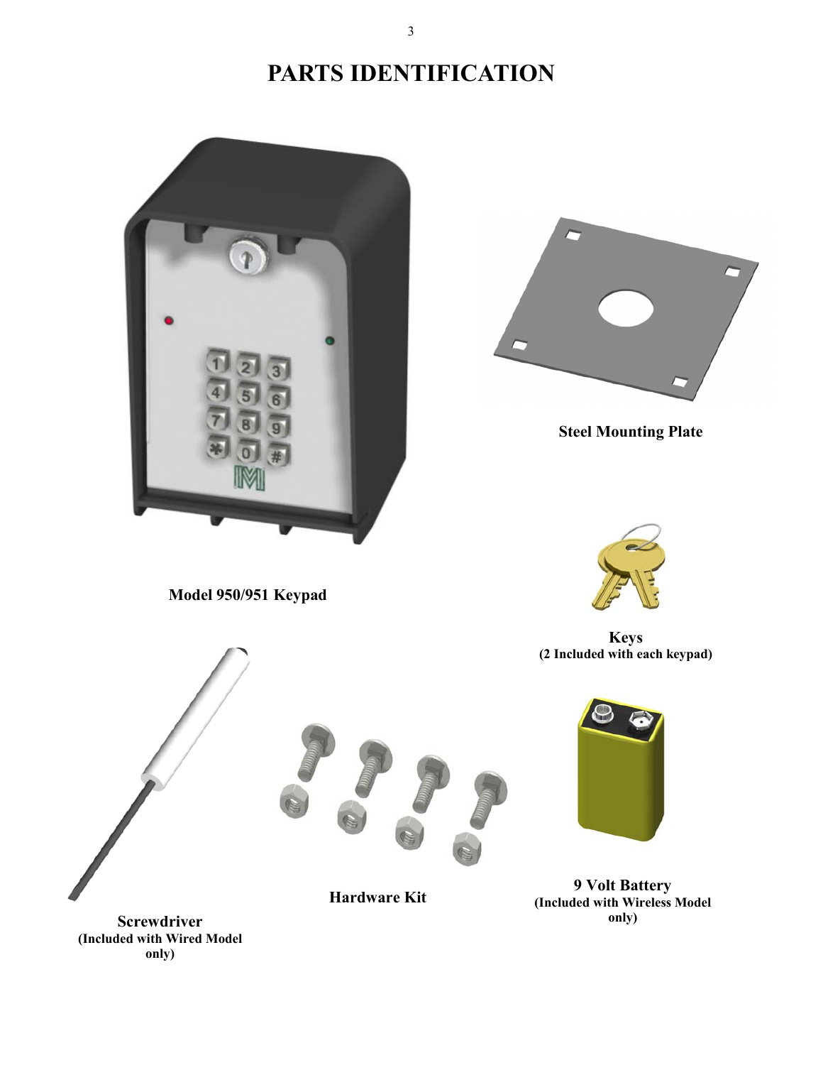# PARTS IDENTIFICATION

**Steel Mounting Plate**

**Model 950/951 Keypad**

**Keys**
**(2 Included with each keypad)**

**Screwdriver**
**(Included with Wired Model only)**

**Hardware Kit**

**9 Volt Battery**
**(Included with Wireless Model only)**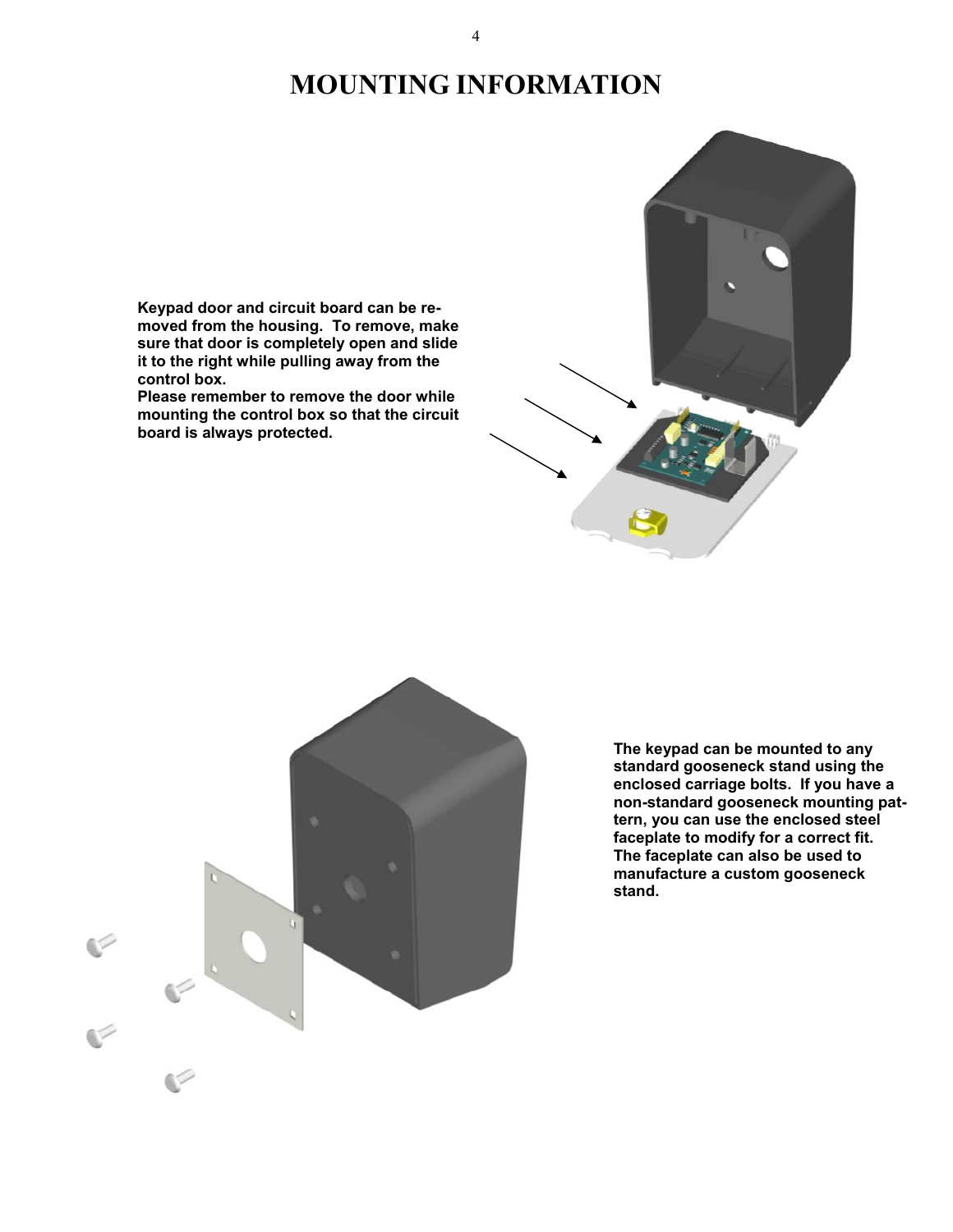# MOUNTING INFORMATION

**Keypad door and circuit board can be removed from the housing. To remove, make sure that door is completely open and slide it to the right while pulling away from the control box.**
**Please remember to remove the door while mounting the control box so that the circuit board is always protected.**

**The keypad can be mounted to any standard gooseneck stand using the enclosed carriage bolts. If you have a non-standard gooseneck mounting pattern, you can use the enclosed steel faceplate to modify for a correct fit. The faceplate can also be used to manufacture a custom gooseneck stand.**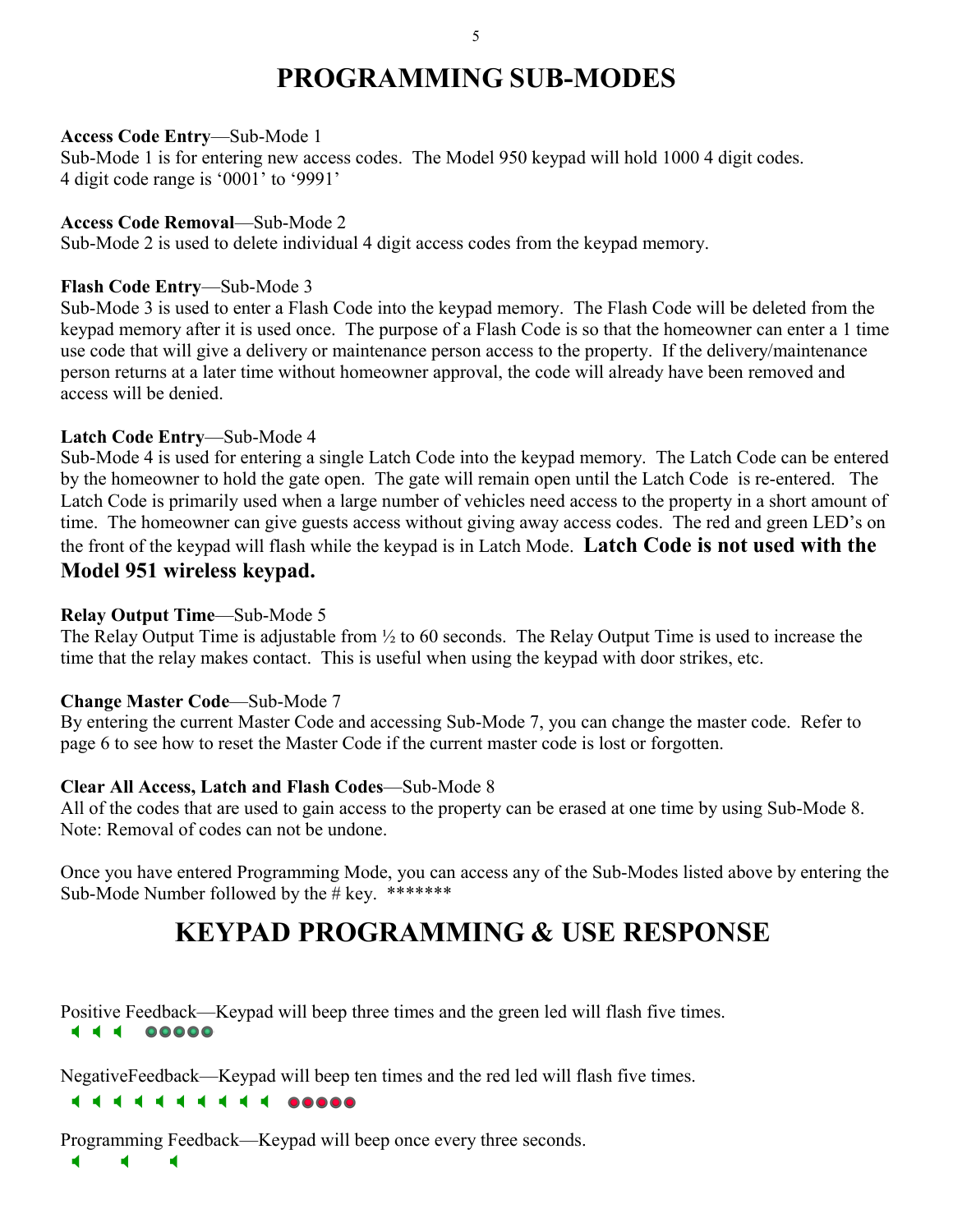# PROGRAMMING SUB-MODES

**Access Code Entry**—Sub-Mode 1
Sub-Mode 1 is for entering new access codes. The Model 950 keypad will hold 1000 4 digit codes.
4 digit code range is '0001' to '9991'

**Access Code Removal**—Sub-Mode 2
Sub-Mode 2 is used to delete individual 4 digit access codes from the keypad memory.

**Flash Code Entry**—Sub-Mode 3
Sub-Mode 3 is used to enter a Flash Code into the keypad memory. The Flash Code will be deleted from the keypad memory after it is used once. The purpose of a Flash Code is so that the homeowner can enter a 1 time use code that will give a delivery or maintenance person access to the property. If the delivery/maintenance person returns at a later time without homeowner approval, the code will already have been removed and access will be denied.

**Latch Code Entry**—Sub-Mode 4
Sub-Mode 4 is used for entering a single Latch Code into the keypad memory. The Latch Code can be entered by the homeowner to hold the gate open. The gate will remain open until the Latch Code is re-entered. The Latch Code is primarily used when a large number of vehicles need access to the property in a short amount of time. The homeowner can give guests access without giving away access codes. The red and green LED's on the front of the keypad will flash while the keypad is in Latch Mode. **Latch Code is not used with the Model 951 wireless keypad.**

**Relay Output Time**—Sub-Mode 5
The Relay Output Time is adjustable from ½ to 60 seconds. The Relay Output Time is used to increase the time that the relay makes contact. This is useful when using the keypad with door strikes, etc.

**Change Master Code**—Sub-Mode 7
By entering the current Master Code and accessing Sub-Mode 7, you can change the master code. Refer to page 6 to see how to reset the Master Code if the current master code is lost or forgotten.

**Clear All Access, Latch and Flash Codes**—Sub-Mode 8
All of the codes that are used to gain access to the property can be erased at one time by using Sub-Mode 8.
Note: Removal of codes can not be undone.

Once you have entered Programming Mode, you can access any of the Sub-Modes listed above by entering the Sub-Mode Number followed by the # key. *******

# KEYPAD PROGRAMMING & USE RESPONSE

Positive Feedback—Keypad will beep three times and the green led will flash five times.

NegativeFeedback—Keypad will beep ten times and the red led will flash five times.

Programming Feedback—Keypad will beep once every three seconds.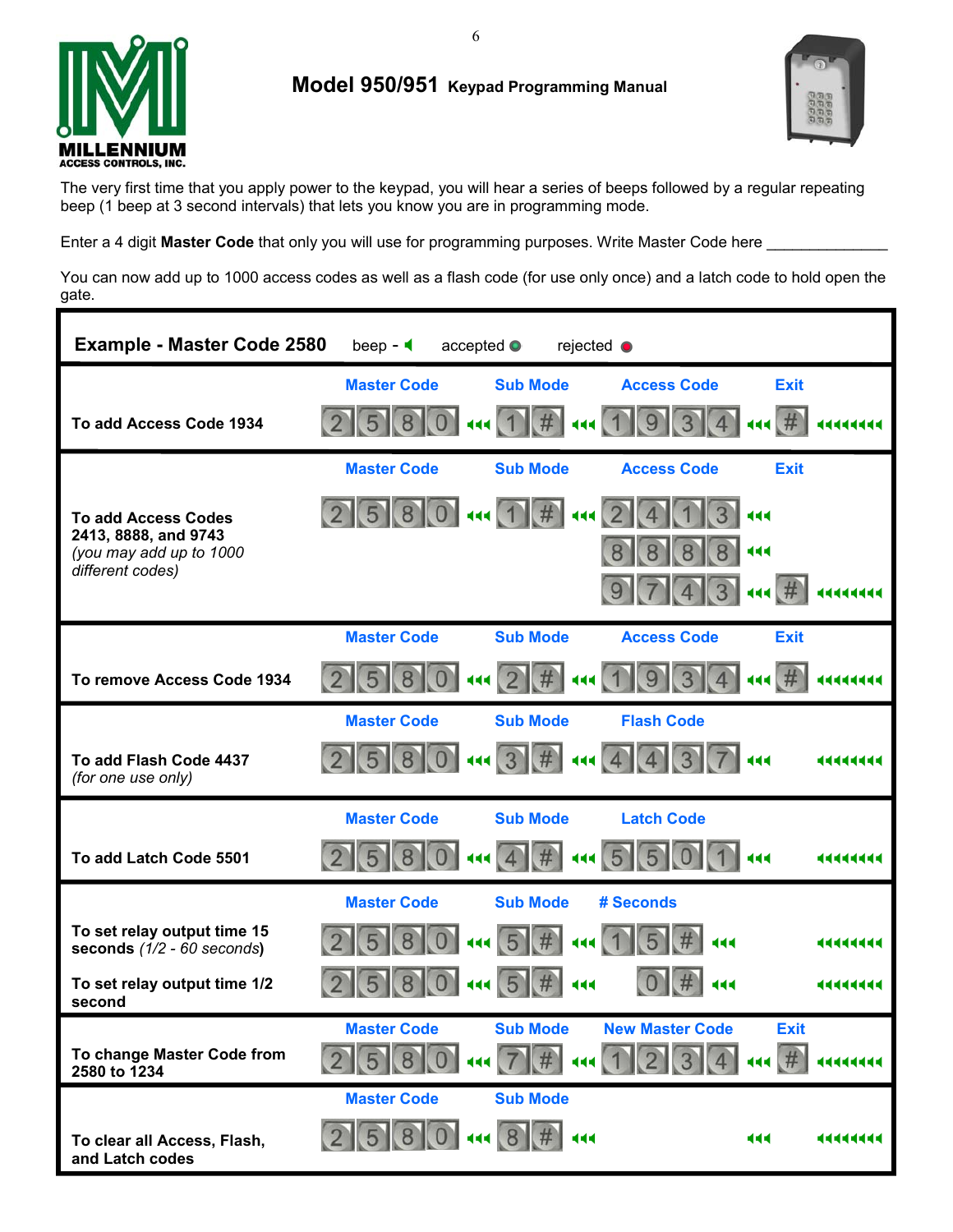# Model 950/951 Keypad Programming Manual

MILLENNIUM ACCESS CONTROLS, INC.

The very first time that you apply power to the keypad, you will hear a series of beeps followed by a regular repeating beep (1 beep at 3 second intervals) that lets you know you are in programming mode.

Enter a 4 digit **Master Code** that only you will use for programming purposes. Write Master Code here ______________

You can now add up to 1000 access codes as well as a flash code (for use only once) and a latch code to hold open the gate.

**Example - Master Code 2580** beep - ◀ accepted ● rejected ●

| | Master Code | | Sub Mode | | Access Code | | Exit | |
|---|---|---|---|---|---|---|---|---|
| **To add Access Code 1934** | 2 5 8 0 | ◀◀◀ | 1 # | ◀◀◀ | 1 9 3 4 | ◀◀◀ | # | ◀◀◀◀◀◀◀ |
| **To add Access Codes 2413, 8888, and 9743** *(you may add up to 1000 different codes)* | 2 5 8 0 | ◀◀◀ | 1 # | ◀◀◀ | 2 4 1 3 | ◀◀◀ | | |
| | | | | | 8 8 8 8 | ◀◀◀ | | |
| | | | | | 9 7 4 3 | ◀◀◀ | # | ◀◀◀◀◀◀◀ |
| **To remove Access Code 1934** | 2 5 8 0 | ◀◀◀ | 2 # | ◀◀◀ | 1 9 3 4 | ◀◀◀ | # | ◀◀◀◀◀◀◀ |
| | **Master Code** | | **Sub Mode** | | **Flash Code** | | | |
| **To add Flash Code 4437** *(for one use only)* | 2 5 8 0 | ◀◀◀ | 3 # | ◀◀◀ | 4 4 3 7 | ◀◀◀ | | ◀◀◀◀◀◀◀ |
| | **Master Code** | | **Sub Mode** | | **Latch Code** | | | |
| **To add Latch Code 5501** | 2 5 8 0 | ◀◀◀ | 4 # | ◀◀◀ | 5 5 0 1 | ◀◀◀ | | ◀◀◀◀◀◀◀ |
| | **Master Code** | | **Sub Mode** | | **# Seconds** | | | |
| **To set relay output time 15 seconds** *(1/2 - 60 seconds)* | 2 5 8 0 | ◀◀◀ | 5 # | ◀◀◀ | 1 5 # | ◀◀◀ | | ◀◀◀◀◀◀◀ |
| **To set relay output time 1/2 second** | 2 5 8 0 | ◀◀◀ | 5 # | ◀◀◀ | 0 # | ◀◀◀ | | ◀◀◀◀◀◀◀ |
| | **Master Code** | | **Sub Mode** | | **New Master Code** | | **Exit** | |
| **To change Master Code from 2580 to 1234** | 2 5 8 0 | ◀◀◀ | 7 # | ◀◀◀ | 1 2 3 4 | ◀◀◀ | # | ◀◀◀◀◀◀◀ |
| | **Master Code** | | **Sub Mode** | | | | | |
| **To clear all Access, Flash, and Latch codes** | 2 5 8 0 | ◀◀◀ | 8 # | ◀◀◀ | | ◀◀◀ | | ◀◀◀◀◀◀◀ |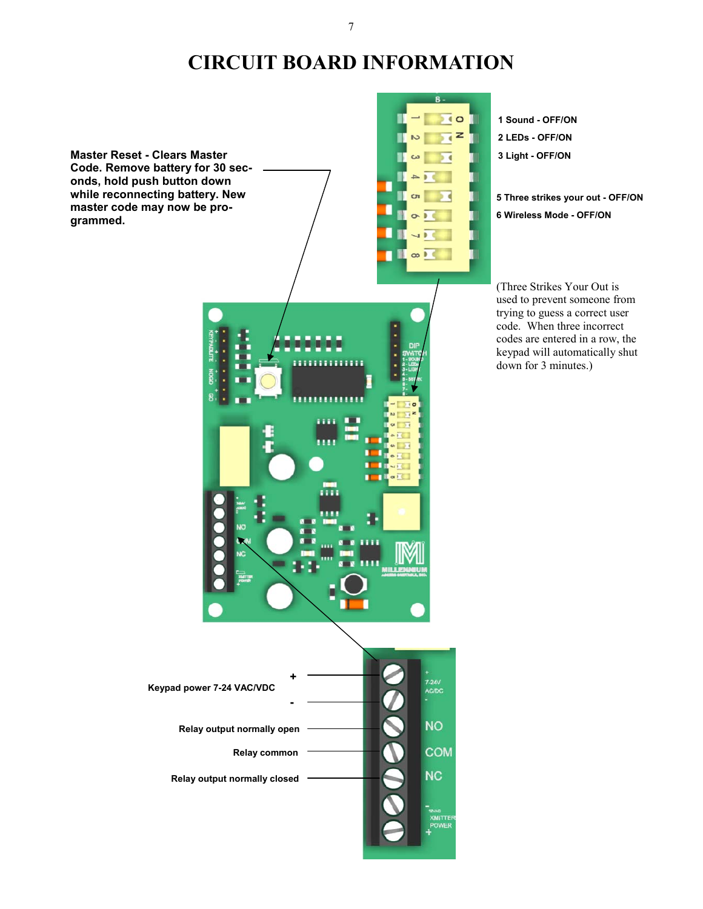# CIRCUIT BOARD INFORMATION

**Master Reset - Clears Master Code. Remove battery for 30 seconds, hold push button down while reconnecting battery. New master code may now be programmed.**

**1 Sound - OFF/ON**

**2 LEDs - OFF/ON**

**3 Light - OFF/ON**

**5 Three strikes your out - OFF/ON**

**6 Wireless Mode - OFF/ON**

(Three Strikes Your Out is used to prevent someone from trying to guess a correct user code. When three incorrect codes are entered in a row, the keypad will automatically shut down for 3 minutes.)

**Keypad power 7-24 VAC/VDC** **+** **-**

**Relay output normally open**

**Relay common**

**Relay output normally closed**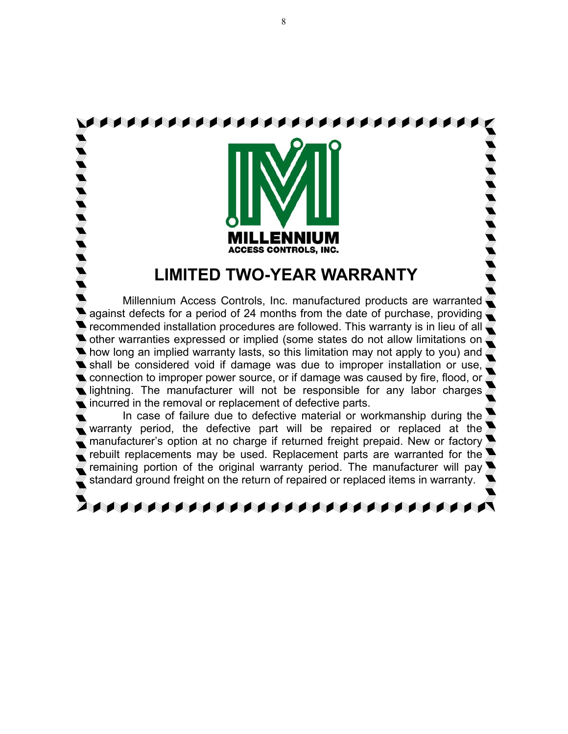MILLENNIUM
ACCESS CONTROLS, INC.

# LIMITED TWO-YEAR WARRANTY

Millennium Access Controls, Inc. manufactured products are warranted against defects for a period of 24 months from the date of purchase, providing recommended installation procedures are followed. This warranty is in lieu of all other warranties expressed or implied (some states do not allow limitations on how long an implied warranty lasts, so this limitation may not apply to you) and shall be considered void if damage was due to improper installation or use, connection to improper power source, or if damage was caused by fire, flood, or lightning. The manufacturer will not be responsible for any labor charges incurred in the removal or replacement of defective parts.

In case of failure due to defective material or workmanship during the warranty period, the defective part will be repaired or replaced at the manufacturer's option at no charge if returned freight prepaid. New or factory rebuilt replacements may be used. Replacement parts are warranted for the remaining portion of the original warranty period. The manufacturer will pay standard ground freight on the return of repaired or replaced items in warranty.